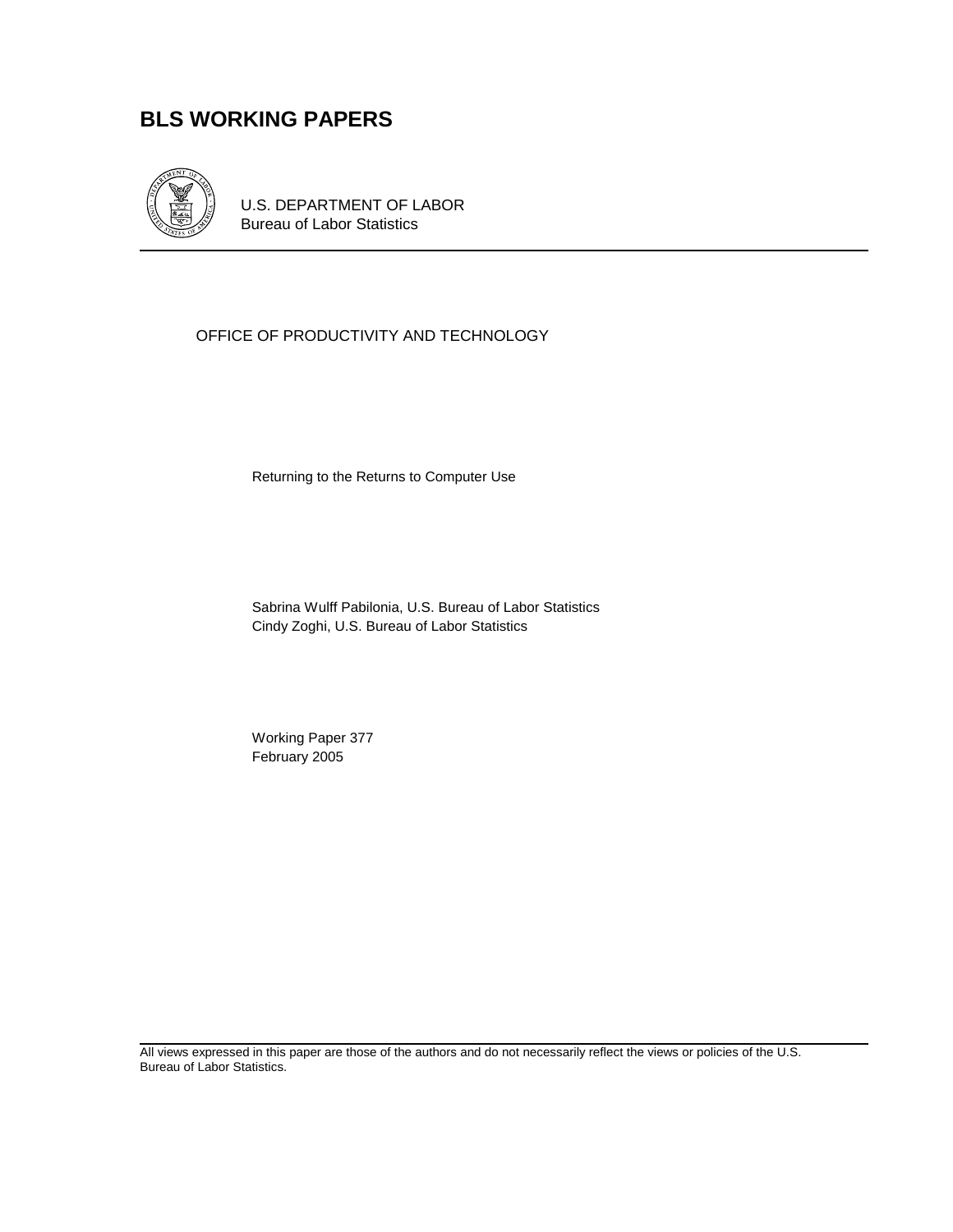# BLS WORKING PAPERS

U.S. DEPARTMENT OF LABOR
Bureau of Labor Statistics

---

OFFICE OF PRODUCTIVITY AND TECHNOLOGY

Returning to the Returns to Computer Use

Sabrina Wulff Pabilonia, U.S. Bureau of Labor Statistics
Cindy Zoghi, U.S. Bureau of Labor Statistics

Working Paper 377
February 2005

---

All views expressed in this paper are those of the authors and do not necessarily reflect the views or policies of the U.S. Bureau of Labor Statistics.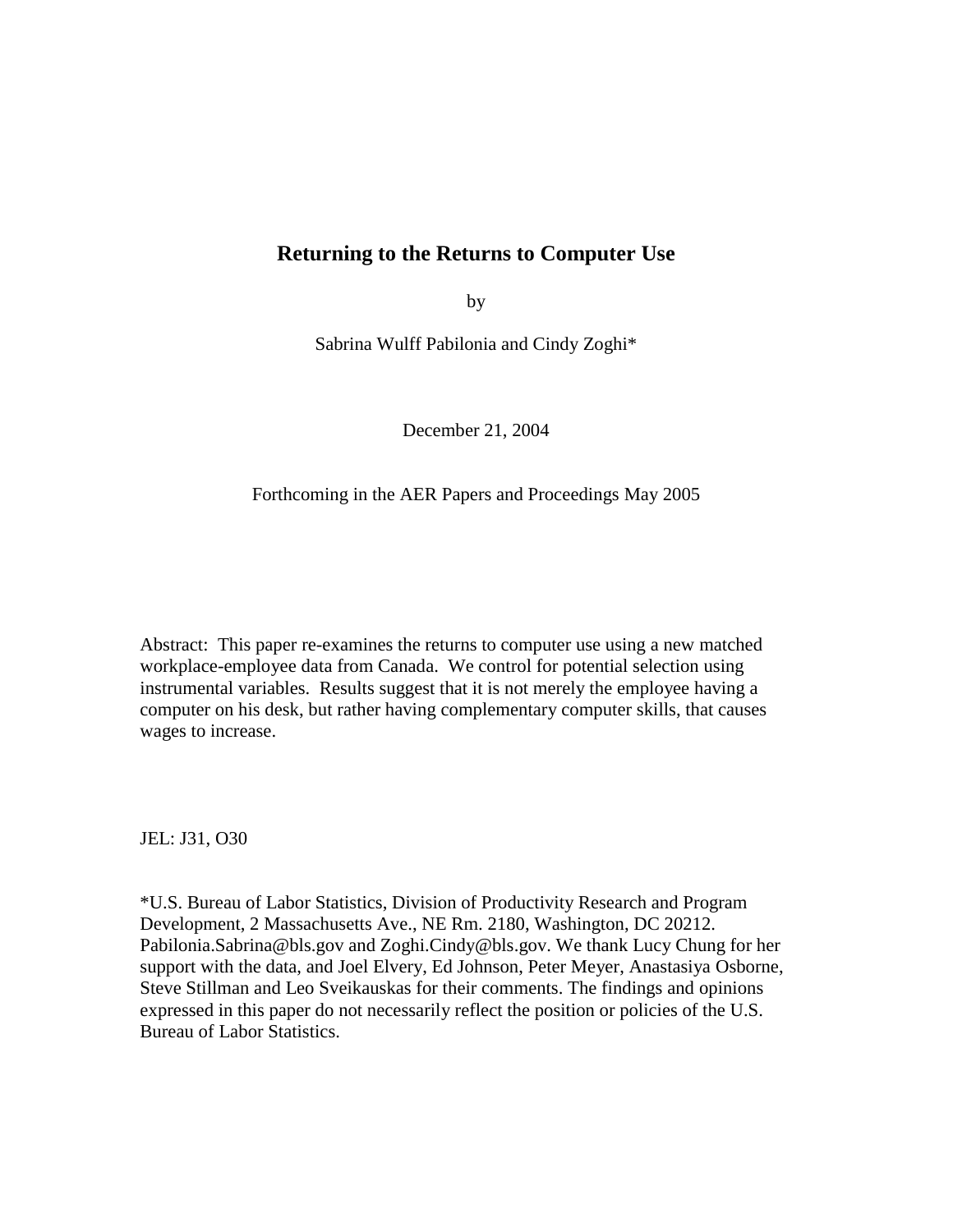# Returning to the Returns to Computer Use

by

Sabrina Wulff Pabilonia and Cindy Zoghi*

December 21, 2004

Forthcoming in the AER Papers and Proceedings May 2005

Abstract: This paper re-examines the returns to computer use using a new matched workplace-employee data from Canada. We control for potential selection using instrumental variables. Results suggest that it is not merely the employee having a computer on his desk, but rather having complementary computer skills, that causes wages to increase.

JEL: J31, O30

*U.S. Bureau of Labor Statistics, Division of Productivity Research and Program Development, 2 Massachusetts Ave., NE Rm. 2180, Washington, DC 20212. Pabilonia.Sabrina@bls.gov and Zoghi.Cindy@bls.gov. We thank Lucy Chung for her support with the data, and Joel Elvery, Ed Johnson, Peter Meyer, Anastasiya Osborne, Steve Stillman and Leo Sveikauskas for their comments. The findings and opinions expressed in this paper do not necessarily reflect the position or policies of the U.S. Bureau of Labor Statistics.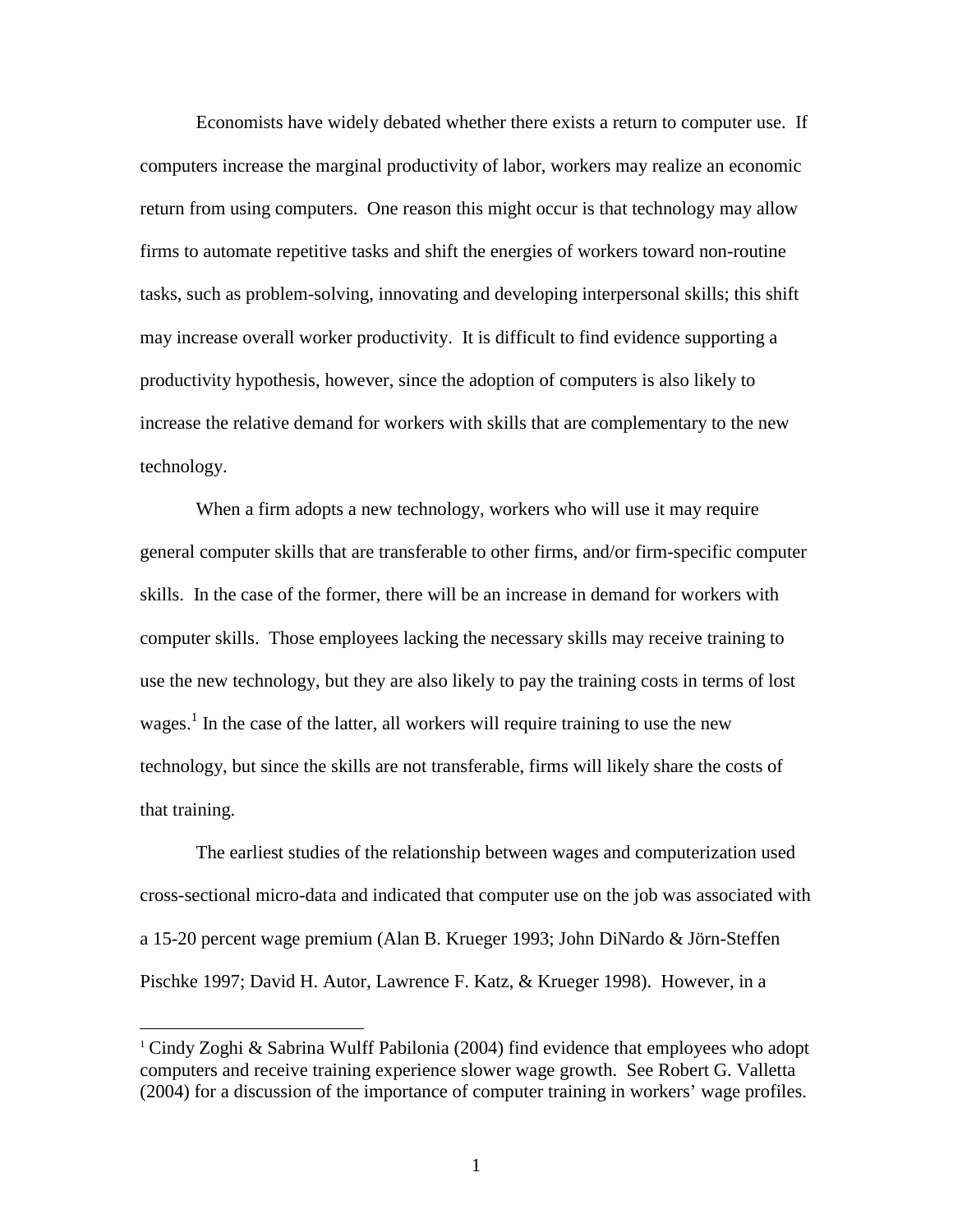Economists have widely debated whether there exists a return to computer use. If computers increase the marginal productivity of labor, workers may realize an economic return from using computers. One reason this might occur is that technology may allow firms to automate repetitive tasks and shift the energies of workers toward non-routine tasks, such as problem-solving, innovating and developing interpersonal skills; this shift may increase overall worker productivity. It is difficult to find evidence supporting a productivity hypothesis, however, since the adoption of computers is also likely to increase the relative demand for workers with skills that are complementary to the new technology.

When a firm adopts a new technology, workers who will use it may require general computer skills that are transferable to other firms, and/or firm-specific computer skills. In the case of the former, there will be an increase in demand for workers with computer skills. Those employees lacking the necessary skills may receive training to use the new technology, but they are also likely to pay the training costs in terms of lost wages.[1] In the case of the latter, all workers will require training to use the new technology, but since the skills are not transferable, firms will likely share the costs of that training.

The earliest studies of the relationship between wages and computerization used cross-sectional micro-data and indicated that computer use on the job was associated with a 15-20 percent wage premium (Alan B. Krueger 1993; John DiNardo & Jörn-Steffen Pischke 1997; David H. Autor, Lawrence F. Katz, & Krueger 1998). However, in a

---

[1] Cindy Zoghi & Sabrina Wulff Pabilonia (2004) find evidence that employees who adopt computers and receive training experience slower wage growth. See Robert G. Valletta (2004) for a discussion of the importance of computer training in workers' wage profiles.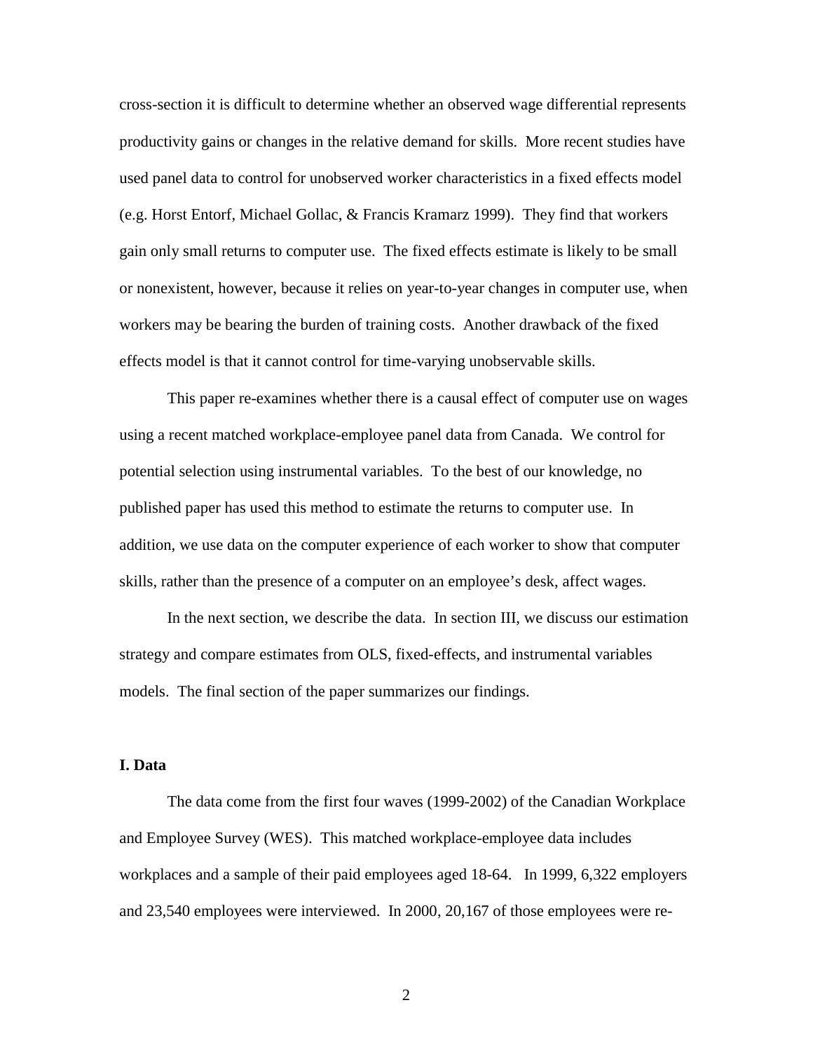cross-section it is difficult to determine whether an observed wage differential represents productivity gains or changes in the relative demand for skills. More recent studies have used panel data to control for unobserved worker characteristics in a fixed effects model (e.g. Horst Entorf, Michael Gollac, & Francis Kramarz 1999). They find that workers gain only small returns to computer use. The fixed effects estimate is likely to be small or nonexistent, however, because it relies on year-to-year changes in computer use, when workers may be bearing the burden of training costs. Another drawback of the fixed effects model is that it cannot control for time-varying unobservable skills.

This paper re-examines whether there is a causal effect of computer use on wages using a recent matched workplace-employee panel data from Canada. We control for potential selection using instrumental variables. To the best of our knowledge, no published paper has used this method to estimate the returns to computer use. In addition, we use data on the computer experience of each worker to show that computer skills, rather than the presence of a computer on an employee's desk, affect wages.

In the next section, we describe the data. In section III, we discuss our estimation strategy and compare estimates from OLS, fixed-effects, and instrumental variables models. The final section of the paper summarizes our findings.

## I. Data

The data come from the first four waves (1999-2002) of the Canadian Workplace and Employee Survey (WES). This matched workplace-employee data includes workplaces and a sample of their paid employees aged 18-64. In 1999, 6,322 employers and 23,540 employees were interviewed. In 2000, 20,167 of those employees were re-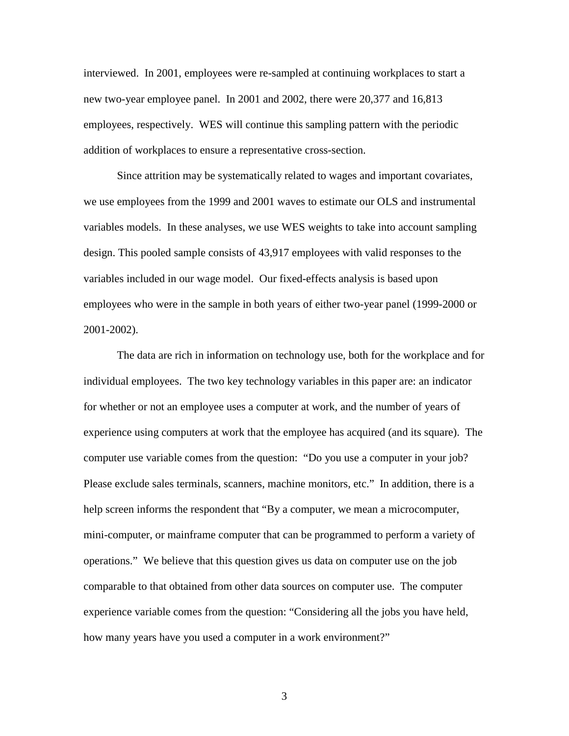interviewed. In 2001, employees were re-sampled at continuing workplaces to start a new two-year employee panel. In 2001 and 2002, there were 20,377 and 16,813 employees, respectively. WES will continue this sampling pattern with the periodic addition of workplaces to ensure a representative cross-section.

Since attrition may be systematically related to wages and important covariates, we use employees from the 1999 and 2001 waves to estimate our OLS and instrumental variables models. In these analyses, we use WES weights to take into account sampling design. This pooled sample consists of 43,917 employees with valid responses to the variables included in our wage model. Our fixed-effects analysis is based upon employees who were in the sample in both years of either two-year panel (1999-2000 or 2001-2002).

The data are rich in information on technology use, both for the workplace and for individual employees. The two key technology variables in this paper are: an indicator for whether or not an employee uses a computer at work, and the number of years of experience using computers at work that the employee has acquired (and its square). The computer use variable comes from the question: "Do you use a computer in your job? Please exclude sales terminals, scanners, machine monitors, etc." In addition, there is a help screen informs the respondent that "By a computer, we mean a microcomputer, mini-computer, or mainframe computer that can be programmed to perform a variety of operations." We believe that this question gives us data on computer use on the job comparable to that obtained from other data sources on computer use. The computer experience variable comes from the question: "Considering all the jobs you have held, how many years have you used a computer in a work environment?"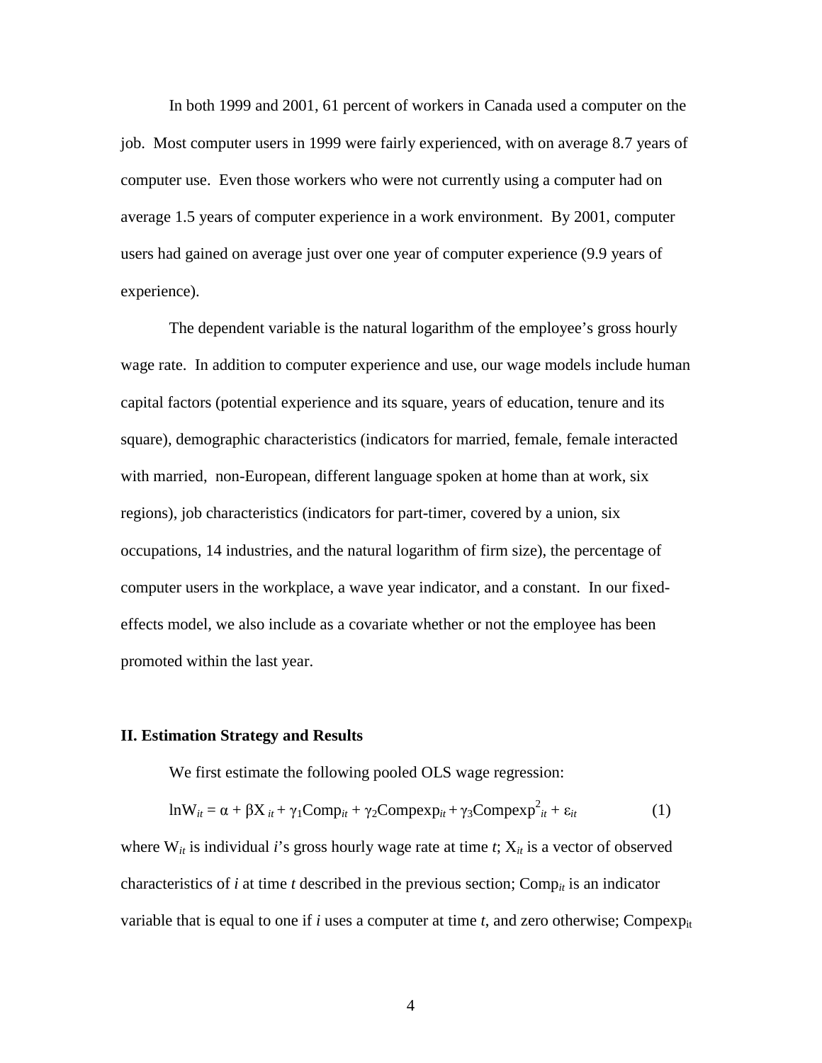In both 1999 and 2001, 61 percent of workers in Canada used a computer on the job. Most computer users in 1999 were fairly experienced, with on average 8.7 years of computer use. Even those workers who were not currently using a computer had on average 1.5 years of computer experience in a work environment. By 2001, computer users had gained on average just over one year of computer experience (9.9 years of experience).

The dependent variable is the natural logarithm of the employee's gross hourly wage rate. In addition to computer experience and use, our wage models include human capital factors (potential experience and its square, years of education, tenure and its square), demographic characteristics (indicators for married, female, female interacted with married, non-European, different language spoken at home than at work, six regions), job characteristics (indicators for part-timer, covered by a union, six occupations, 14 industries, and the natural logarithm of firm size), the percentage of computer users in the workplace, a wave year indicator, and a constant. In our fixed-effects model, we also include as a covariate whether or not the employee has been promoted within the last year.

## II. Estimation Strategy and Results

We first estimate the following pooled OLS wage regression:

$$\ln W_{it} = \alpha + \beta X_{it} + \gamma_1 Comp_{it} + \gamma_2 Compexp_{it} + \gamma_3 Compexp^2_{it} + \varepsilon_{it} \qquad (1)$$

where $W_{it}$ is individual $i$'s gross hourly wage rate at time $t$; $X_{it}$ is a vector of observed characteristics of $i$ at time $t$ described in the previous section; $Comp_{it}$ is an indicator variable that is equal to one if $i$ uses a computer at time $t$, and zero otherwise; $Compexp_{it}$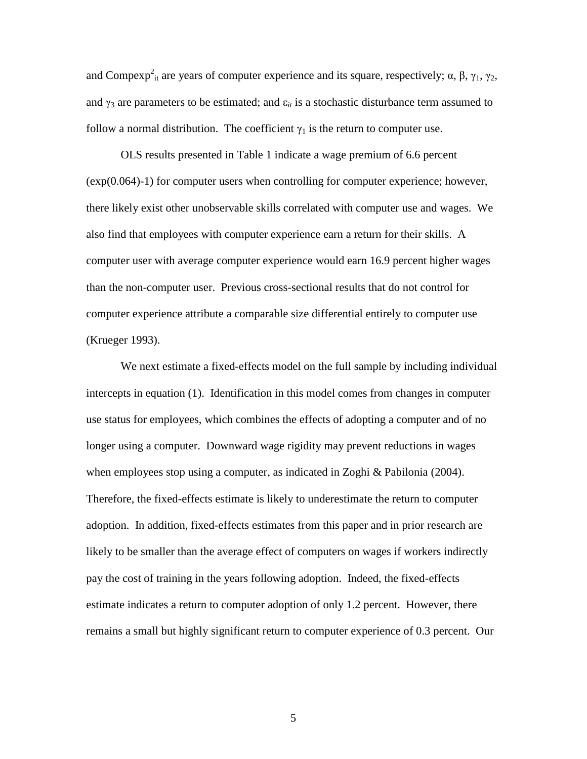and $Compexp^2_{it}$ are years of computer experience and its square, respectively; $\alpha$, $\beta$, $\gamma_1$, $\gamma_2$, and $\gamma_3$ are parameters to be estimated; and $\varepsilon_{it}$ is a stochastic disturbance term assumed to follow a normal distribution. The coefficient $\gamma_1$ is the return to computer use.

OLS results presented in Table 1 indicate a wage premium of 6.6 percent (exp(0.064)-1) for computer users when controlling for computer experience; however, there likely exist other unobservable skills correlated with computer use and wages. We also find that employees with computer experience earn a return for their skills. A computer user with average computer experience would earn 16.9 percent higher wages than the non-computer user. Previous cross-sectional results that do not control for computer experience attribute a comparable size differential entirely to computer use (Krueger 1993).

We next estimate a fixed-effects model on the full sample by including individual intercepts in equation (1). Identification in this model comes from changes in computer use status for employees, which combines the effects of adopting a computer and of no longer using a computer. Downward wage rigidity may prevent reductions in wages when employees stop using a computer, as indicated in Zoghi & Pabilonia (2004). Therefore, the fixed-effects estimate is likely to underestimate the return to computer adoption. In addition, fixed-effects estimates from this paper and in prior research are likely to be smaller than the average effect of computers on wages if workers indirectly pay the cost of training in the years following adoption. Indeed, the fixed-effects estimate indicates a return to computer adoption of only 1.2 percent. However, there remains a small but highly significant return to computer experience of 0.3 percent. Our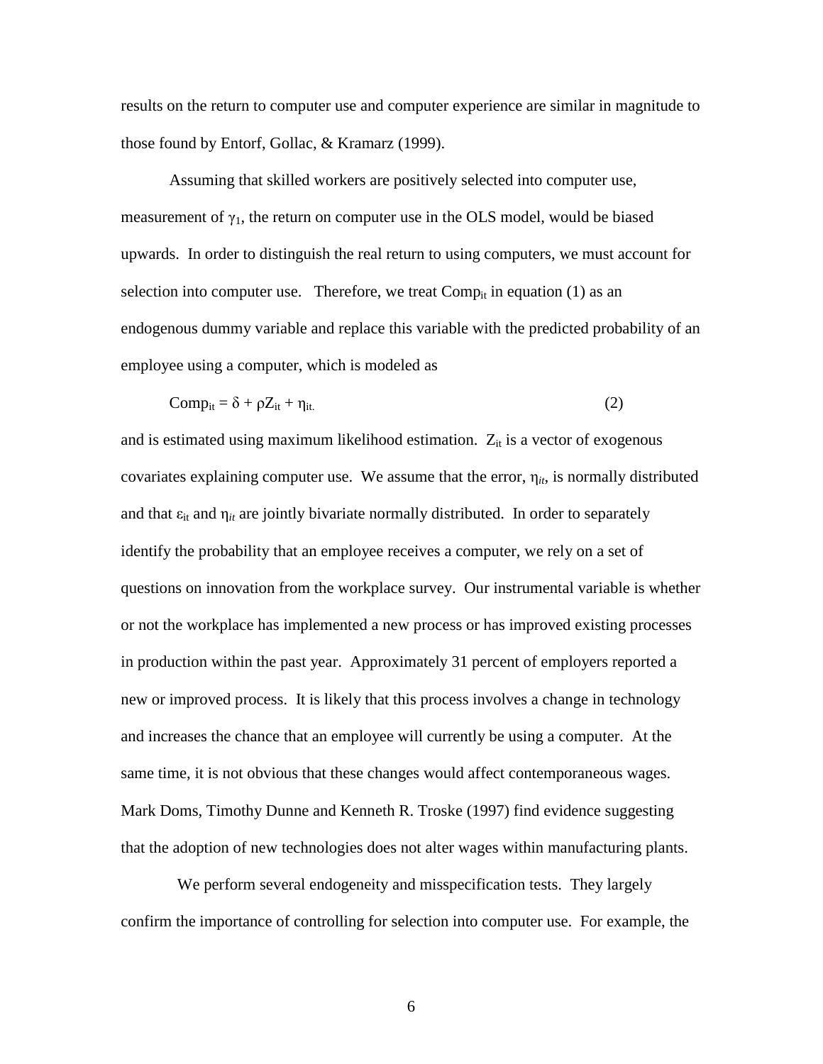results on the return to computer use and computer experience are similar in magnitude to those found by Entorf, Gollac, & Kramarz (1999).

Assuming that skilled workers are positively selected into computer use, measurement of $\gamma_1$, the return on computer use in the OLS model, would be biased upwards. In order to distinguish the real return to using computers, we must account for selection into computer use. Therefore, we treat $Comp_{it}$ in equation (1) as an endogenous dummy variable and replace this variable with the predicted probability of an employee using a computer, which is modeled as

$$Comp_{it} = \delta + \rho Z_{it} + \eta_{it.} \qquad (2)$$

and is estimated using maximum likelihood estimation. $Z_{it}$ is a vector of exogenous covariates explaining computer use. We assume that the error, $\eta_{it}$, is normally distributed and that $\varepsilon_{it}$ and $\eta_{it}$ are jointly bivariate normally distributed. In order to separately identify the probability that an employee receives a computer, we rely on a set of questions on innovation from the workplace survey. Our instrumental variable is whether or not the workplace has implemented a new process or has improved existing processes in production within the past year. Approximately 31 percent of employers reported a new or improved process. It is likely that this process involves a change in technology and increases the chance that an employee will currently be using a computer. At the same time, it is not obvious that these changes would affect contemporaneous wages. Mark Doms, Timothy Dunne and Kenneth R. Troske (1997) find evidence suggesting that the adoption of new technologies does not alter wages within manufacturing plants.

We perform several endogeneity and misspecification tests. They largely confirm the importance of controlling for selection into computer use. For example, the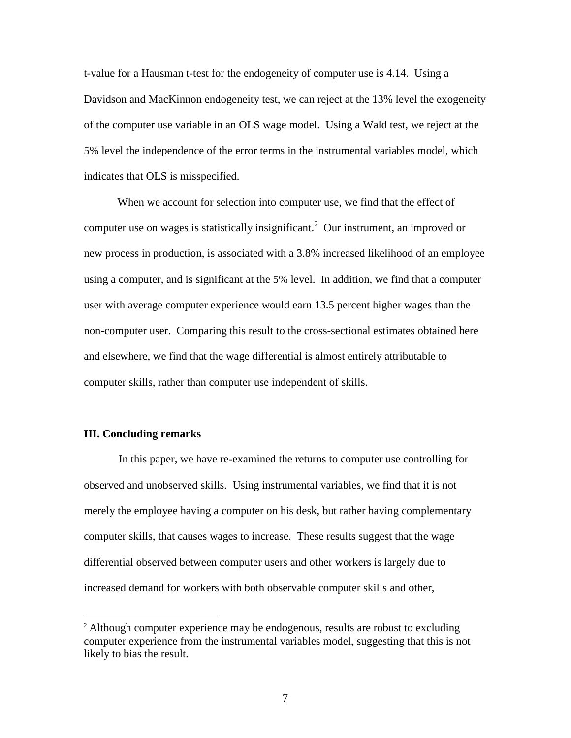t-value for a Hausman t-test for the endogeneity of computer use is 4.14. Using a Davidson and MacKinnon endogeneity test, we can reject at the 13% level the exogeneity of the computer use variable in an OLS wage model. Using a Wald test, we reject at the 5% level the independence of the error terms in the instrumental variables model, which indicates that OLS is misspecified.

When we account for selection into computer use, we find that the effect of computer use on wages is statistically insignificant.[2] Our instrument, an improved or new process in production, is associated with a 3.8% increased likelihood of an employee using a computer, and is significant at the 5% level. In addition, we find that a computer user with average computer experience would earn 13.5 percent higher wages than the non-computer user. Comparing this result to the cross-sectional estimates obtained here and elsewhere, we find that the wage differential is almost entirely attributable to computer skills, rather than computer use independent of skills.

## III. Concluding remarks

In this paper, we have re-examined the returns to computer use controlling for observed and unobserved skills. Using instrumental variables, we find that it is not merely the employee having a computer on his desk, but rather having complementary computer skills, that causes wages to increase. These results suggest that the wage differential observed between computer users and other workers is largely due to increased demand for workers with both observable computer skills and other,

[2] Although computer experience may be endogenous, results are robust to excluding computer experience from the instrumental variables model, suggesting that this is not likely to bias the result.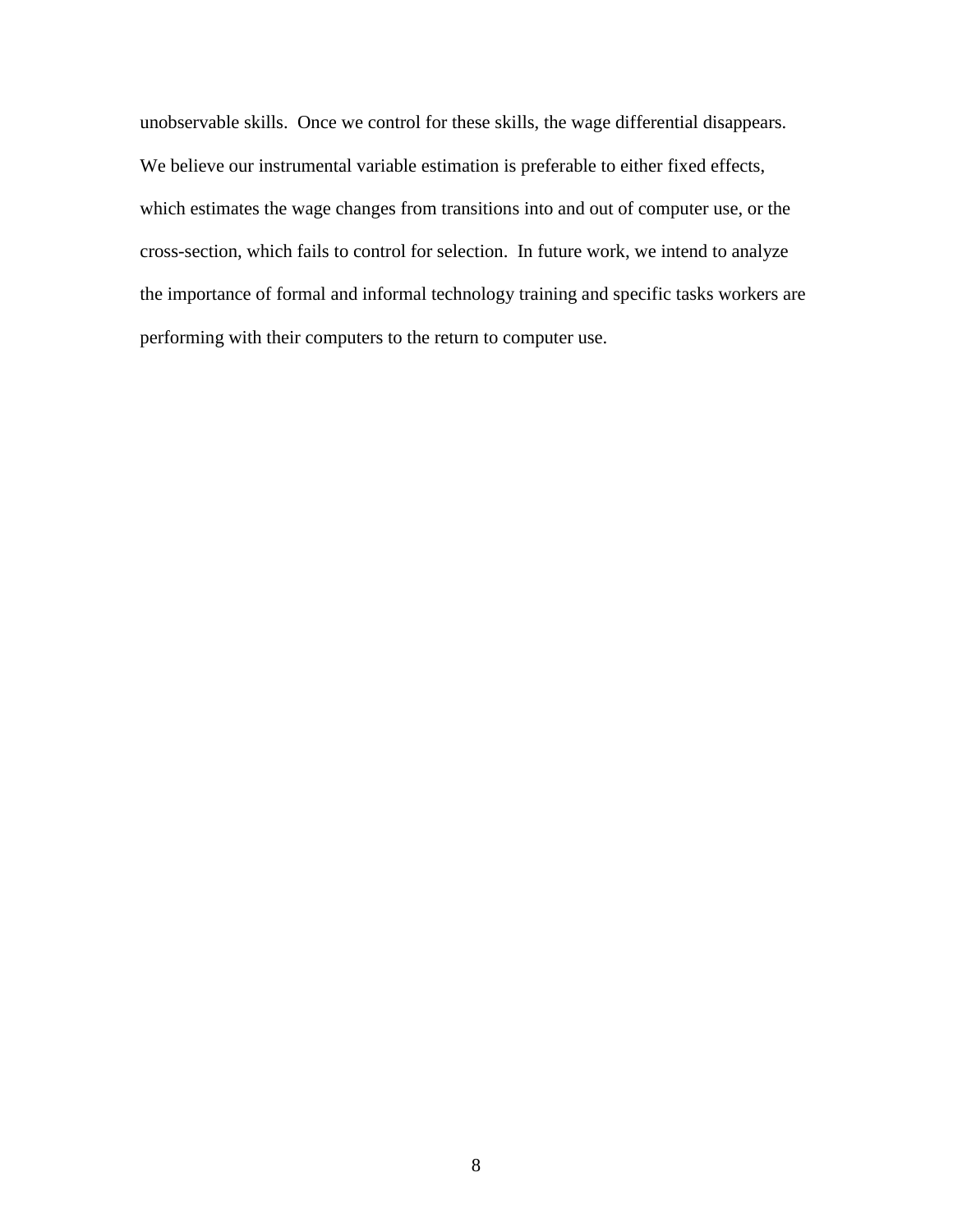unobservable skills. Once we control for these skills, the wage differential disappears. We believe our instrumental variable estimation is preferable to either fixed effects, which estimates the wage changes from transitions into and out of computer use, or the cross-section, which fails to control for selection. In future work, we intend to analyze the importance of formal and informal technology training and specific tasks workers are performing with their computers to the return to computer use.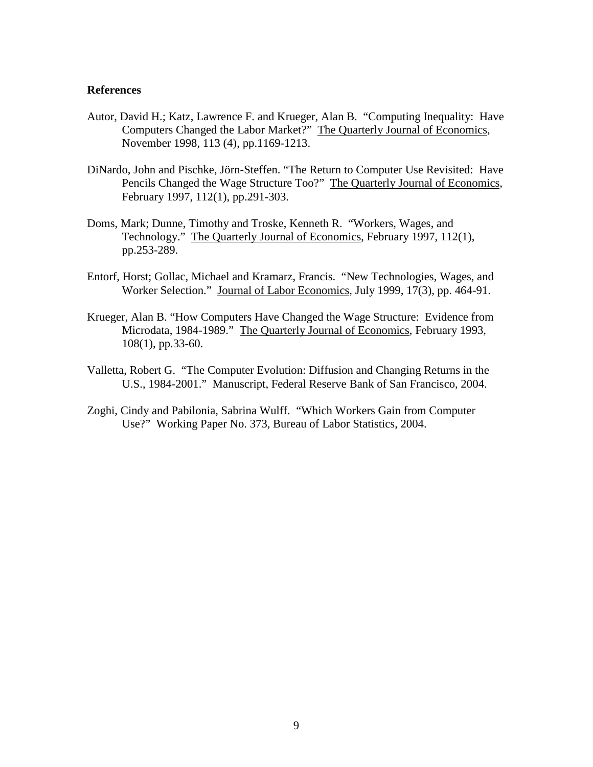**References**

Autor, David H.; Katz, Lawrence F. and Krueger, Alan B. "Computing Inequality: Have Computers Changed the Labor Market?" The Quarterly Journal of Economics, November 1998, 113 (4), pp.1169-1213.

DiNardo, John and Pischke, Jörn-Steffen. "The Return to Computer Use Revisited: Have Pencils Changed the Wage Structure Too?" The Quarterly Journal of Economics, February 1997, 112(1), pp.291-303.

Doms, Mark; Dunne, Timothy and Troske, Kenneth R. "Workers, Wages, and Technology." The Quarterly Journal of Economics, February 1997, 112(1), pp.253-289.

Entorf, Horst; Gollac, Michael and Kramarz, Francis. "New Technologies, Wages, and Worker Selection." Journal of Labor Economics, July 1999, 17(3), pp. 464-91.

Krueger, Alan B. "How Computers Have Changed the Wage Structure: Evidence from Microdata, 1984-1989." The Quarterly Journal of Economics, February 1993, 108(1), pp.33-60.

Valletta, Robert G. "The Computer Evolution: Diffusion and Changing Returns in the U.S., 1984-2001." Manuscript, Federal Reserve Bank of San Francisco, 2004.

Zoghi, Cindy and Pabilonia, Sabrina Wulff. "Which Workers Gain from Computer Use?" Working Paper No. 373, Bureau of Labor Statistics, 2004.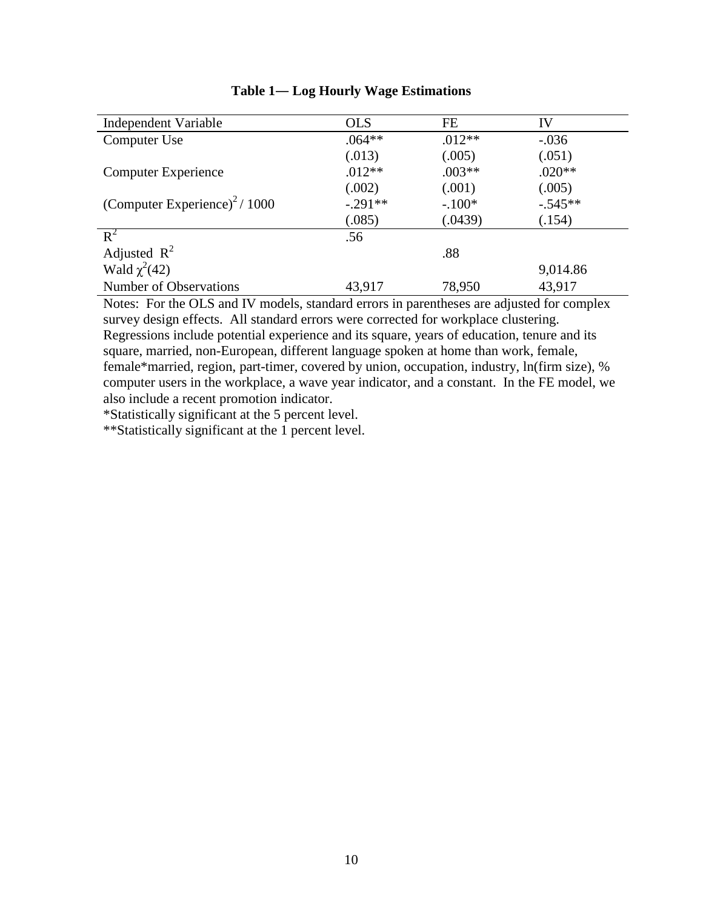**Table 1— Log Hourly Wage Estimations**

| Independent Variable | OLS | FE | IV |
|---|---|---|---|
| Computer Use | .064** | .012** | -.036 |
| | (.013) | (.005) | (.051) |
| Computer Experience | .012** | .003** | .020** |
| | (.002) | (.001) | (.005) |
| (Computer Experience)$^2$ / 1000 | -.291** | -.100* | -.545** |
| | (.085) | (.0439) | (.154) |
| $R^2$ | .56 | | |
| Adjusted $R^2$ | | .88 | |
| Wald $\chi^2(42)$ | | | 9,014.86 |
| Number of Observations | 43,917 | 78,950 | 43,917 |

Notes: For the OLS and IV models, standard errors in parentheses are adjusted for complex survey design effects. All standard errors were corrected for workplace clustering. Regressions include potential experience and its square, years of education, tenure and its square, married, non-European, different language spoken at home than work, female, female*married, region, part-timer, covered by union, occupation, industry, ln(firm size), % computer users in the workplace, a wave year indicator, and a constant. In the FE model, we also include a recent promotion indicator.

*Statistically significant at the 5 percent level.

**Statistically significant at the 1 percent level.